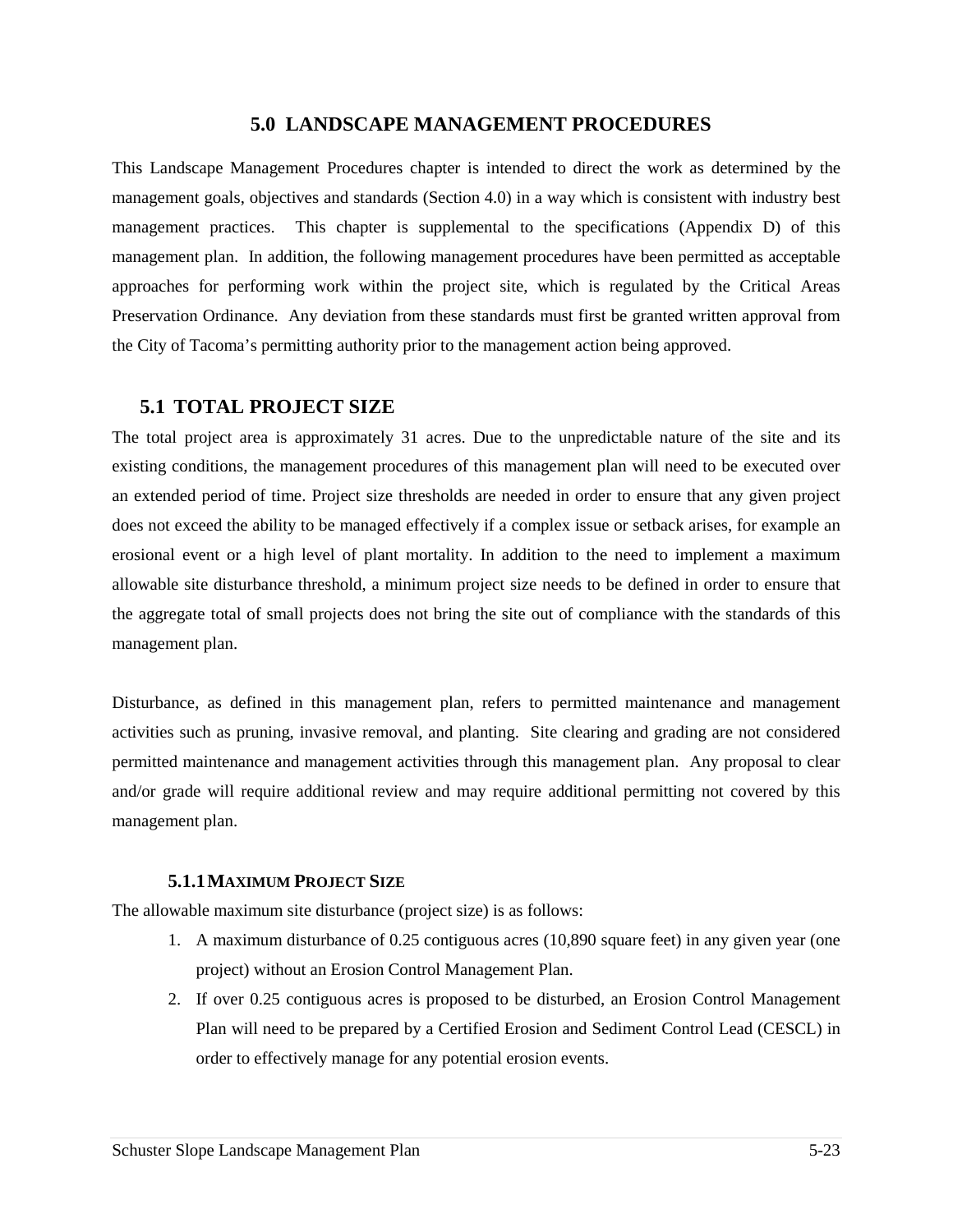# 5.0 LANDSCAPE MANAGEMENT PROCEDURES

This Landscape Management Procedures chapter is intended to direct the work as determined by the management goals, objectives and standards (Section 4.0) in a way which is consistent with industry best management practices. This chapter is supplemental to the specifications (Appendix D) of this management plan. In addition, the following management procedures have been permitted as acceptable approaches for performing work within the project site, which is regulated by the Critical Areas Preservation Ordinance. Any deviation from these standards must first be granted written approval from the City of Tacoma's permitting authority prior to the management action being approved.

## 5.1 TOTAL PROJECT SIZE

The total project area is approximately 31 acres. Due to the unpredictable nature of the site and its existing conditions, the management procedures of this management plan will need to be executed over an extended period of time. Project size thresholds are needed in order to ensure that any given project does not exceed the ability to be managed effectively if a complex issue or setback arises, for example an erosional event or a high level of plant mortality. In addition to the need to implement a maximum allowable site disturbance threshold, a minimum project size needs to be defined in order to ensure that the aggregate total of small projects does not bring the site out of compliance with the standards of this management plan.

Disturbance, as defined in this management plan, refers to permitted maintenance and management activities such as pruning, invasive removal, and planting. Site clearing and grading are not considered permitted maintenance and management activities through this management plan. Any proposal to clear and/or grade will require additional review and may require additional permitting not covered by this management plan.

### 5.1.1 MAXIMUM PROJECT SIZE

The allowable maximum site disturbance (project size) is as follows:

1. A maximum disturbance of 0.25 contiguous acres (10,890 square feet) in any given year (one project) without an Erosion Control Management Plan.
2. If over 0.25 contiguous acres is proposed to be disturbed, an Erosion Control Management Plan will need to be prepared by a Certified Erosion and Sediment Control Lead (CESCL) in order to effectively manage for any potential erosion events.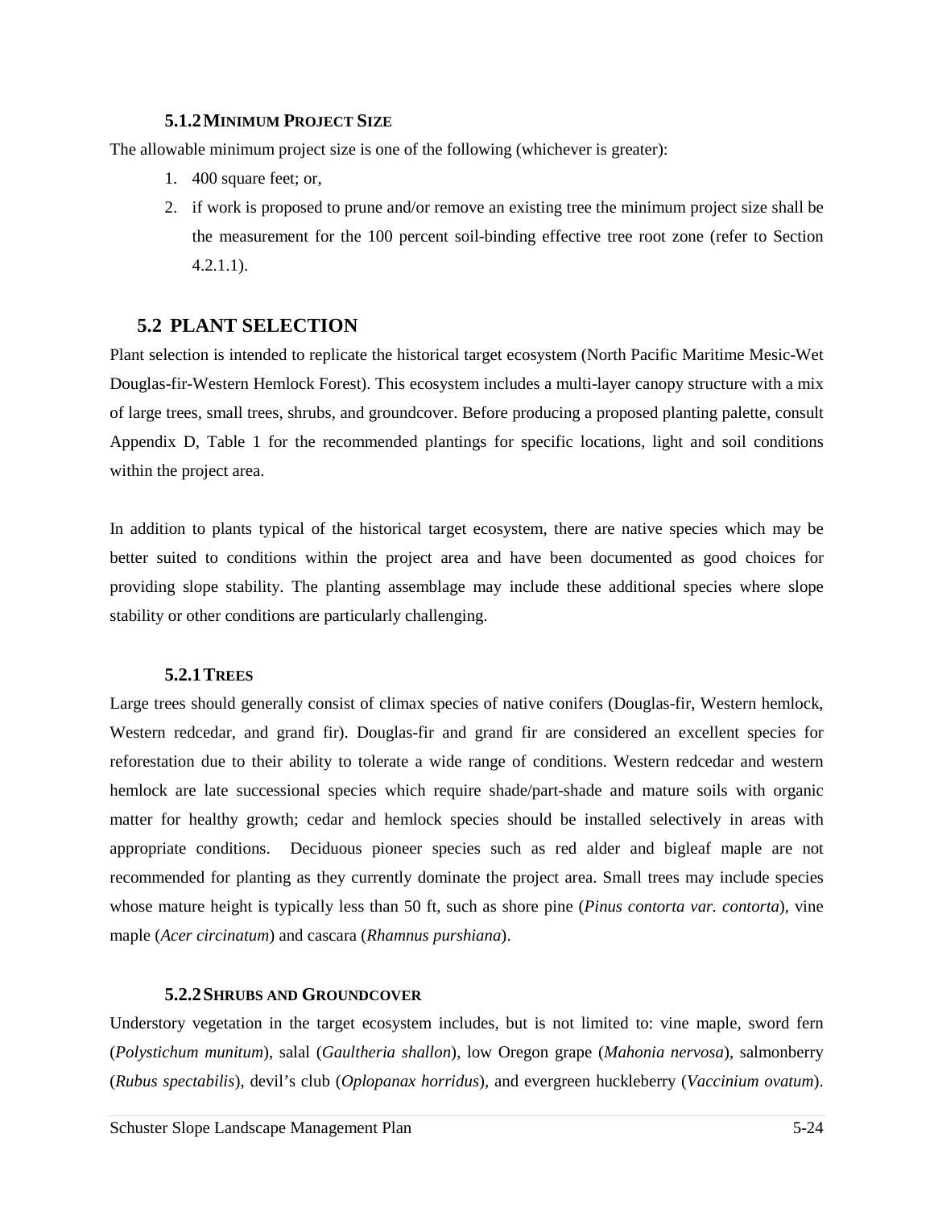### 5.1.2 Minimum Project Size

The allowable minimum project size is one of the following (whichever is greater):

1. 400 square feet; or,
2. if work is proposed to prune and/or remove an existing tree the minimum project size shall be the measurement for the 100 percent soil-binding effective tree root zone (refer to Section 4.2.1.1).

## 5.2 PLANT SELECTION

Plant selection is intended to replicate the historical target ecosystem (North Pacific Maritime Mesic-Wet Douglas-fir-Western Hemlock Forest). This ecosystem includes a multi-layer canopy structure with a mix of large trees, small trees, shrubs, and groundcover. Before producing a proposed planting palette, consult Appendix D, Table 1 for the recommended plantings for specific locations, light and soil conditions within the project area.

In addition to plants typical of the historical target ecosystem, there are native species which may be better suited to conditions within the project area and have been documented as good choices for providing slope stability. The planting assemblage may include these additional species where slope stability or other conditions are particularly challenging.

### 5.2.1 Trees

Large trees should generally consist of climax species of native conifers (Douglas-fir, Western hemlock, Western redcedar, and grand fir). Douglas-fir and grand fir are considered an excellent species for reforestation due to their ability to tolerate a wide range of conditions. Western redcedar and western hemlock are late successional species which require shade/part-shade and mature soils with organic matter for healthy growth; cedar and hemlock species should be installed selectively in areas with appropriate conditions. Deciduous pioneer species such as red alder and bigleaf maple are not recommended for planting as they currently dominate the project area. Small trees may include species whose mature height is typically less than 50 ft, such as shore pine (*Pinus contorta var. contorta*), vine maple (*Acer circinatum*) and cascara (*Rhamnus purshiana*).

### 5.2.2 Shrubs and Groundcover

Understory vegetation in the target ecosystem includes, but is not limited to: vine maple, sword fern (*Polystichum munitum*), salal (*Gaultheria shallon*), low Oregon grape (*Mahonia nervosa*), salmonberry (*Rubus spectabilis*), devil's club (*Oplopanax horridus*), and evergreen huckleberry (*Vaccinium ovatum*).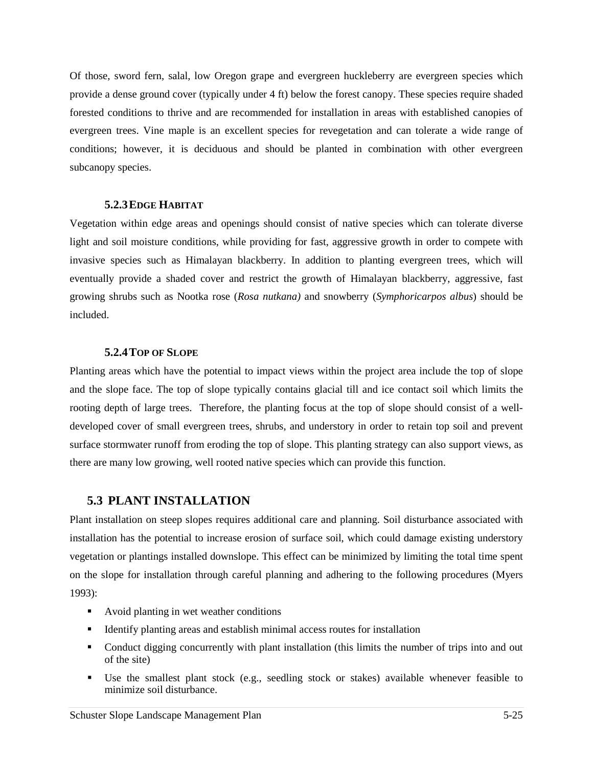Of those, sword fern, salal, low Oregon grape and evergreen huckleberry are evergreen species which provide a dense ground cover (typically under 4 ft) below the forest canopy. These species require shaded forested conditions to thrive and are recommended for installation in areas with established canopies of evergreen trees. Vine maple is an excellent species for revegetation and can tolerate a wide range of conditions; however, it is deciduous and should be planted in combination with other evergreen subcanopy species.

### 5.2.3 EDGE HABITAT

Vegetation within edge areas and openings should consist of native species which can tolerate diverse light and soil moisture conditions, while providing for fast, aggressive growth in order to compete with invasive species such as Himalayan blackberry. In addition to planting evergreen trees, which will eventually provide a shaded cover and restrict the growth of Himalayan blackberry, aggressive, fast growing shrubs such as Nootka rose (*Rosa nutkana)* and snowberry (*Symphoricarpos albus*) should be included.

### 5.2.4 TOP OF SLOPE

Planting areas which have the potential to impact views within the project area include the top of slope and the slope face. The top of slope typically contains glacial till and ice contact soil which limits the rooting depth of large trees. Therefore, the planting focus at the top of slope should consist of a well-developed cover of small evergreen trees, shrubs, and understory in order to retain top soil and prevent surface stormwater runoff from eroding the top of slope. This planting strategy can also support views, as there are many low growing, well rooted native species which can provide this function.

## 5.3 PLANT INSTALLATION

Plant installation on steep slopes requires additional care and planning. Soil disturbance associated with installation has the potential to increase erosion of surface soil, which could damage existing understory vegetation or plantings installed downslope. This effect can be minimized by limiting the total time spent on the slope for installation through careful planning and adhering to the following procedures (Myers 1993):

- Avoid planting in wet weather conditions
- Identify planting areas and establish minimal access routes for installation
- Conduct digging concurrently with plant installation (this limits the number of trips into and out of the site)
- Use the smallest plant stock (e.g., seedling stock or stakes) available whenever feasible to minimize soil disturbance.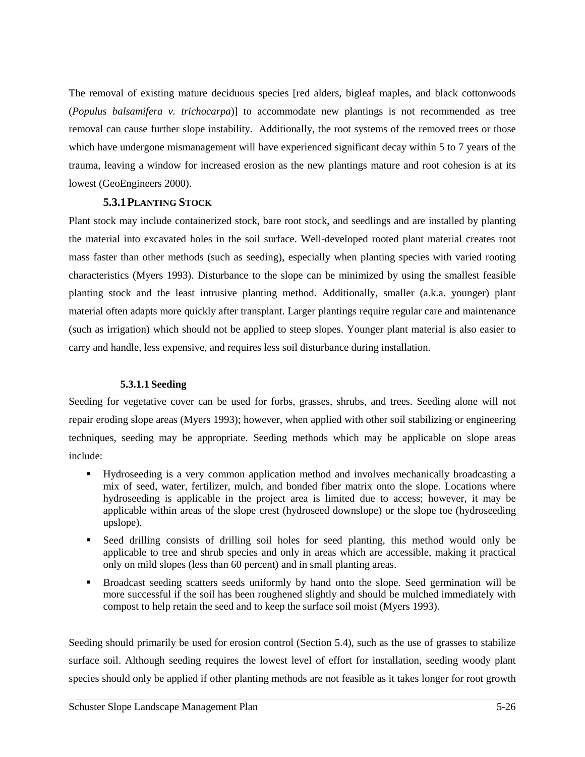The removal of existing mature deciduous species [red alders, bigleaf maples, and black cottonwoods (*Populus balsamifera v. trichocarpa*)] to accommodate new plantings is not recommended as tree removal can cause further slope instability. Additionally, the root systems of the removed trees or those which have undergone mismanagement will have experienced significant decay within 5 to 7 years of the trauma, leaving a window for increased erosion as the new plantings mature and root cohesion is at its lowest (GeoEngineers 2000).

### 5.3.1 Planting Stock

Plant stock may include containerized stock, bare root stock, and seedlings and are installed by planting the material into excavated holes in the soil surface. Well-developed rooted plant material creates root mass faster than other methods (such as seeding), especially when planting species with varied rooting characteristics (Myers 1993). Disturbance to the slope can be minimized by using the smallest feasible planting stock and the least intrusive planting method. Additionally, smaller (a.k.a. younger) plant material often adapts more quickly after transplant. Larger plantings require regular care and maintenance (such as irrigation) which should not be applied to steep slopes. Younger plant material is also easier to carry and handle, less expensive, and requires less soil disturbance during installation.

#### 5.3.1.1 Seeding

Seeding for vegetative cover can be used for forbs, grasses, shrubs, and trees. Seeding alone will not repair eroding slope areas (Myers 1993); however, when applied with other soil stabilizing or engineering techniques, seeding may be appropriate. Seeding methods which may be applicable on slope areas include:

- Hydroseeding is a very common application method and involves mechanically broadcasting a mix of seed, water, fertilizer, mulch, and bonded fiber matrix onto the slope. Locations where hydroseeding is applicable in the project area is limited due to access; however, it may be applicable within areas of the slope crest (hydroseed downslope) or the slope toe (hydroseeding upslope).
- Seed drilling consists of drilling soil holes for seed planting, this method would only be applicable to tree and shrub species and only in areas which are accessible, making it practical only on mild slopes (less than 60 percent) and in small planting areas.
- Broadcast seeding scatters seeds uniformly by hand onto the slope. Seed germination will be more successful if the soil has been roughened slightly and should be mulched immediately with compost to help retain the seed and to keep the surface soil moist (Myers 1993).

Seeding should primarily be used for erosion control (Section 5.4), such as the use of grasses to stabilize surface soil. Although seeding requires the lowest level of effort for installation, seeding woody plant species should only be applied if other planting methods are not feasible as it takes longer for root growth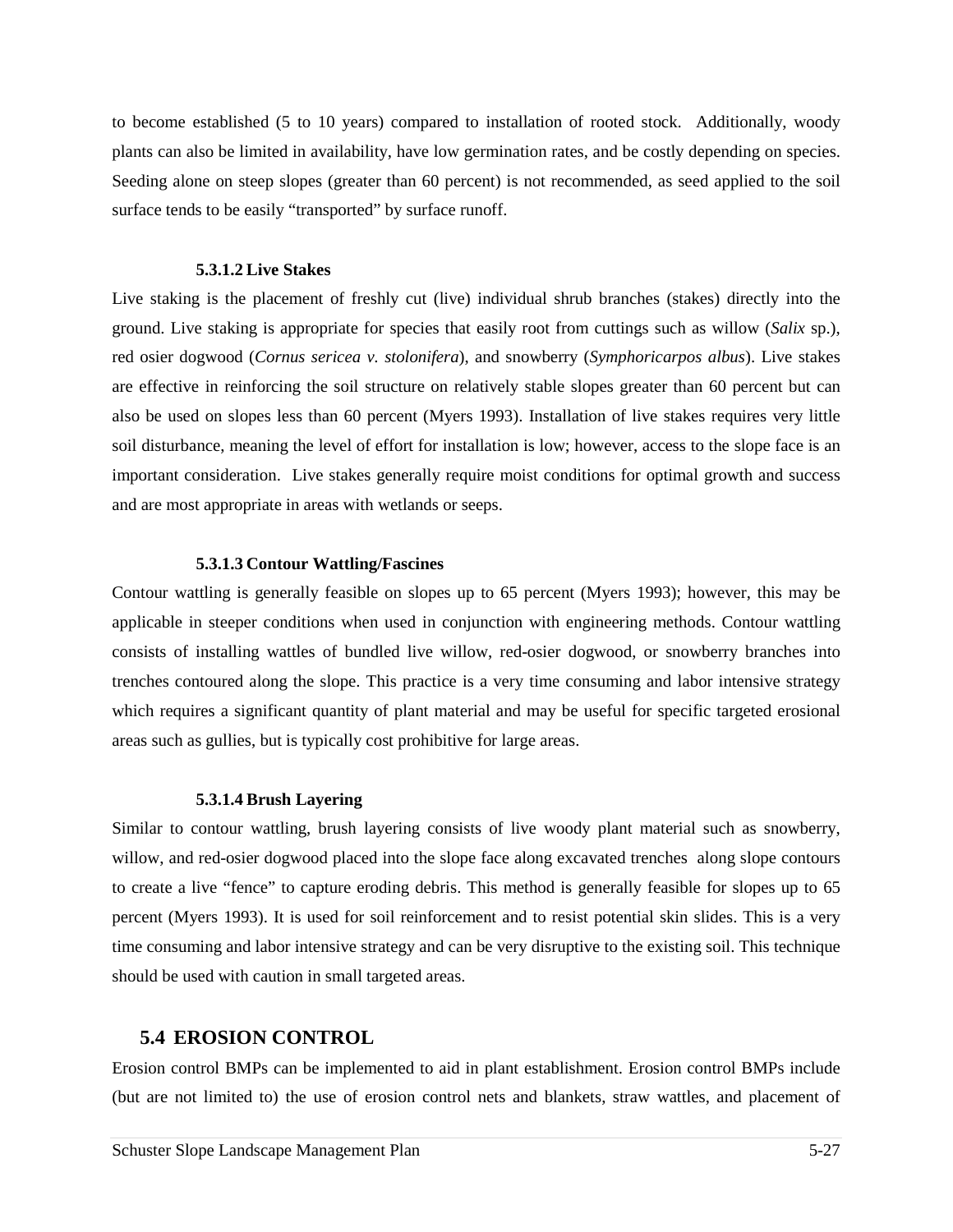to become established (5 to 10 years) compared to installation of rooted stock. Additionally, woody plants can also be limited in availability, have low germination rates, and be costly depending on species. Seeding alone on steep slopes (greater than 60 percent) is not recommended, as seed applied to the soil surface tends to be easily "transported" by surface runoff.

#### 5.3.1.2 Live Stakes

Live staking is the placement of freshly cut (live) individual shrub branches (stakes) directly into the ground. Live staking is appropriate for species that easily root from cuttings such as willow (*Salix* sp.), red osier dogwood (*Cornus sericea v. stolonifera*), and snowberry (*Symphoricarpos albus*). Live stakes are effective in reinforcing the soil structure on relatively stable slopes greater than 60 percent but can also be used on slopes less than 60 percent (Myers 1993). Installation of live stakes requires very little soil disturbance, meaning the level of effort for installation is low; however, access to the slope face is an important consideration. Live stakes generally require moist conditions for optimal growth and success and are most appropriate in areas with wetlands or seeps.

#### 5.3.1.3 Contour Wattling/Fascines

Contour wattling is generally feasible on slopes up to 65 percent (Myers 1993); however, this may be applicable in steeper conditions when used in conjunction with engineering methods. Contour wattling consists of installing wattles of bundled live willow, red-osier dogwood, or snowberry branches into trenches contoured along the slope. This practice is a very time consuming and labor intensive strategy which requires a significant quantity of plant material and may be useful for specific targeted erosional areas such as gullies, but is typically cost prohibitive for large areas.

#### 5.3.1.4 Brush Layering

Similar to contour wattling, brush layering consists of live woody plant material such as snowberry, willow, and red-osier dogwood placed into the slope face along excavated trenches along slope contours to create a live "fence" to capture eroding debris. This method is generally feasible for slopes up to 65 percent (Myers 1993). It is used for soil reinforcement and to resist potential skin slides. This is a very time consuming and labor intensive strategy and can be very disruptive to the existing soil. This technique should be used with caution in small targeted areas.

## 5.4 EROSION CONTROL

Erosion control BMPs can be implemented to aid in plant establishment. Erosion control BMPs include (but are not limited to) the use of erosion control nets and blankets, straw wattles, and placement of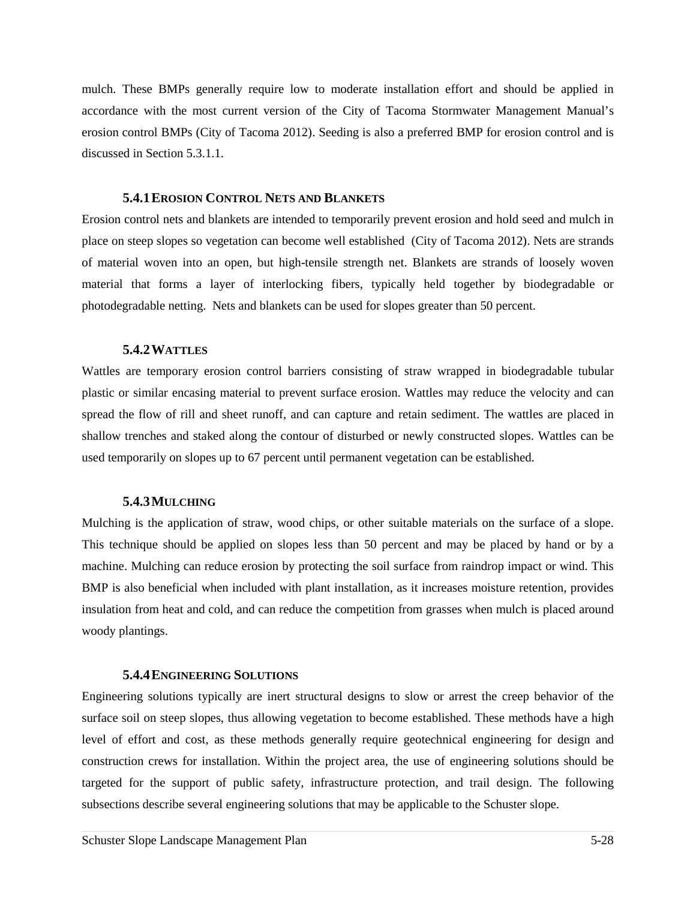mulch. These BMPs generally require low to moderate installation effort and should be applied in accordance with the most current version of the City of Tacoma Stormwater Management Manual's erosion control BMPs (City of Tacoma 2012). Seeding is also a preferred BMP for erosion control and is discussed in Section 5.3.1.1.

### 5.4.1 Erosion Control Nets and Blankets

Erosion control nets and blankets are intended to temporarily prevent erosion and hold seed and mulch in place on steep slopes so vegetation can become well established (City of Tacoma 2012). Nets are strands of material woven into an open, but high-tensile strength net. Blankets are strands of loosely woven material that forms a layer of interlocking fibers, typically held together by biodegradable or photodegradable netting. Nets and blankets can be used for slopes greater than 50 percent.

### 5.4.2 Wattles

Wattles are temporary erosion control barriers consisting of straw wrapped in biodegradable tubular plastic or similar encasing material to prevent surface erosion. Wattles may reduce the velocity and can spread the flow of rill and sheet runoff, and can capture and retain sediment. The wattles are placed in shallow trenches and staked along the contour of disturbed or newly constructed slopes. Wattles can be used temporarily on slopes up to 67 percent until permanent vegetation can be established.

### 5.4.3 Mulching

Mulching is the application of straw, wood chips, or other suitable materials on the surface of a slope. This technique should be applied on slopes less than 50 percent and may be placed by hand or by a machine. Mulching can reduce erosion by protecting the soil surface from raindrop impact or wind. This BMP is also beneficial when included with plant installation, as it increases moisture retention, provides insulation from heat and cold, and can reduce the competition from grasses when mulch is placed around woody plantings.

### 5.4.4 Engineering Solutions

Engineering solutions typically are inert structural designs to slow or arrest the creep behavior of the surface soil on steep slopes, thus allowing vegetation to become established. These methods have a high level of effort and cost, as these methods generally require geotechnical engineering for design and construction crews for installation. Within the project area, the use of engineering solutions should be targeted for the support of public safety, infrastructure protection, and trail design. The following subsections describe several engineering solutions that may be applicable to the Schuster slope.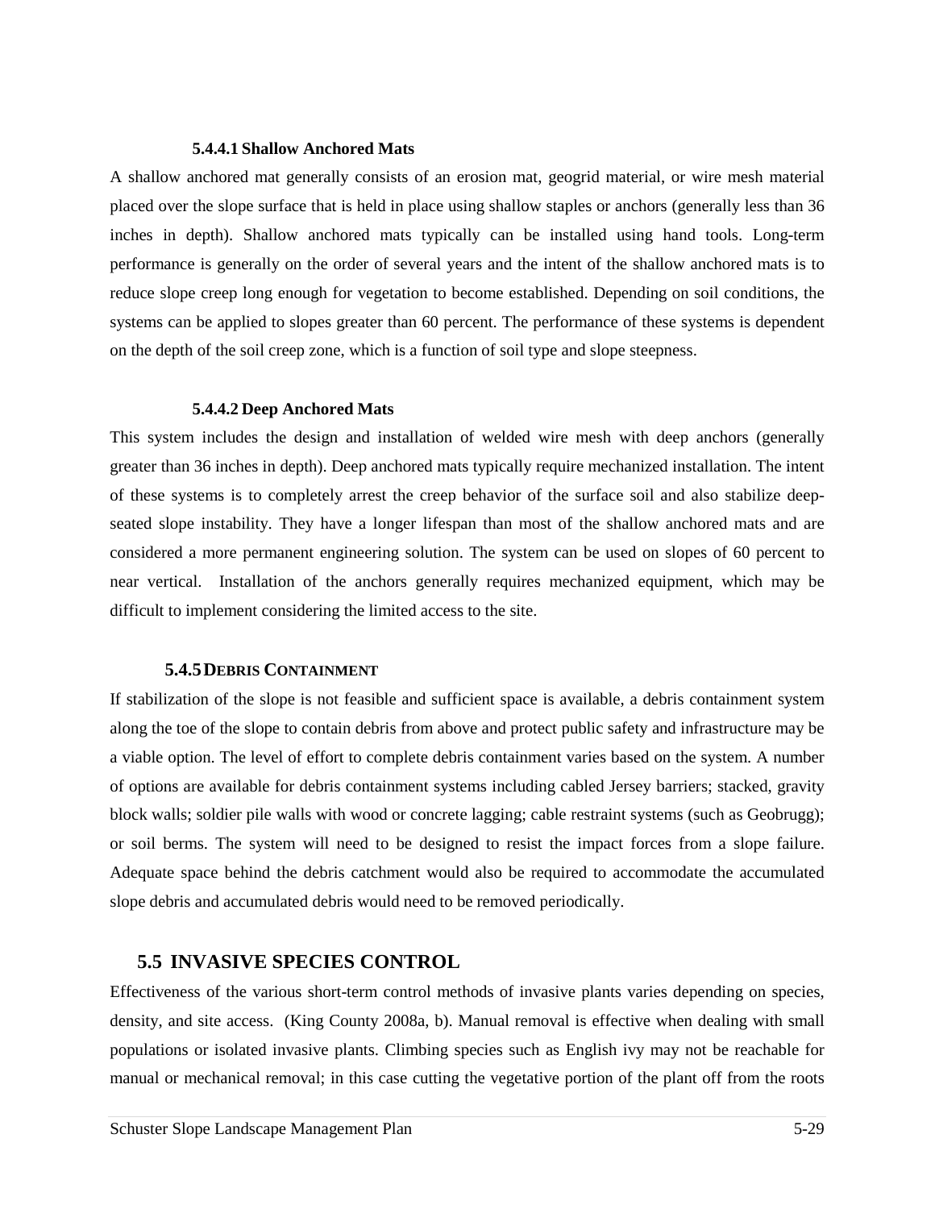#### 5.4.4.1 Shallow Anchored Mats

A shallow anchored mat generally consists of an erosion mat, geogrid material, or wire mesh material placed over the slope surface that is held in place using shallow staples or anchors (generally less than 36 inches in depth). Shallow anchored mats typically can be installed using hand tools. Long-term performance is generally on the order of several years and the intent of the shallow anchored mats is to reduce slope creep long enough for vegetation to become established. Depending on soil conditions, the systems can be applied to slopes greater than 60 percent. The performance of these systems is dependent on the depth of the soil creep zone, which is a function of soil type and slope steepness.

#### 5.4.4.2 Deep Anchored Mats

This system includes the design and installation of welded wire mesh with deep anchors (generally greater than 36 inches in depth). Deep anchored mats typically require mechanized installation. The intent of these systems is to completely arrest the creep behavior of the surface soil and also stabilize deep-seated slope instability. They have a longer lifespan than most of the shallow anchored mats and are considered a more permanent engineering solution. The system can be used on slopes of 60 percent to near vertical. Installation of the anchors generally requires mechanized equipment, which may be difficult to implement considering the limited access to the site.

### 5.4.5 Debris Containment

If stabilization of the slope is not feasible and sufficient space is available, a debris containment system along the toe of the slope to contain debris from above and protect public safety and infrastructure may be a viable option. The level of effort to complete debris containment varies based on the system. A number of options are available for debris containment systems including cabled Jersey barriers; stacked, gravity block walls; soldier pile walls with wood or concrete lagging; cable restraint systems (such as Geobrugg); or soil berms. The system will need to be designed to resist the impact forces from a slope failure. Adequate space behind the debris catchment would also be required to accommodate the accumulated slope debris and accumulated debris would need to be removed periodically.

## 5.5 INVASIVE SPECIES CONTROL

Effectiveness of the various short-term control methods of invasive plants varies depending on species, density, and site access. (King County 2008a, b). Manual removal is effective when dealing with small populations or isolated invasive plants. Climbing species such as English ivy may not be reachable for manual or mechanical removal; in this case cutting the vegetative portion of the plant off from the roots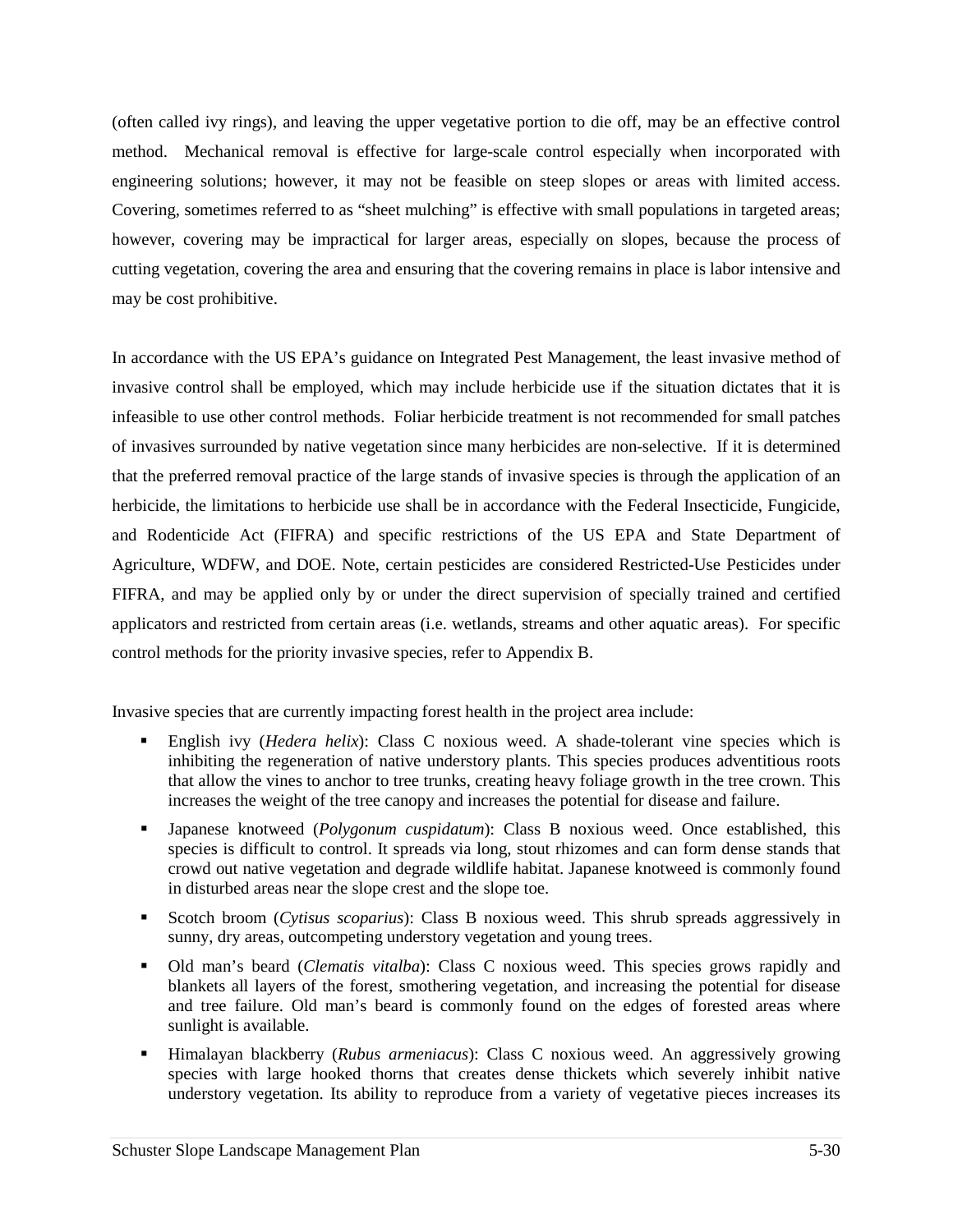(often called ivy rings), and leaving the upper vegetative portion to die off, may be an effective control method. Mechanical removal is effective for large-scale control especially when incorporated with engineering solutions; however, it may not be feasible on steep slopes or areas with limited access. Covering, sometimes referred to as “sheet mulching” is effective with small populations in targeted areas; however, covering may be impractical for larger areas, especially on slopes, because the process of cutting vegetation, covering the area and ensuring that the covering remains in place is labor intensive and may be cost prohibitive.

In accordance with the US EPA’s guidance on Integrated Pest Management, the least invasive method of invasive control shall be employed, which may include herbicide use if the situation dictates that it is infeasible to use other control methods. Foliar herbicide treatment is not recommended for small patches of invasives surrounded by native vegetation since many herbicides are non-selective. If it is determined that the preferred removal practice of the large stands of invasive species is through the application of an herbicide, the limitations to herbicide use shall be in accordance with the Federal Insecticide, Fungicide, and Rodenticide Act (FIFRA) and specific restrictions of the US EPA and State Department of Agriculture, WDFW, and DOE. Note, certain pesticides are considered Restricted-Use Pesticides under FIFRA, and may be applied only by or under the direct supervision of specially trained and certified applicators and restricted from certain areas (i.e. wetlands, streams and other aquatic areas). For specific control methods for the priority invasive species, refer to Appendix B.

Invasive species that are currently impacting forest health in the project area include:

- English ivy (*Hedera helix*): Class C noxious weed. A shade-tolerant vine species which is inhibiting the regeneration of native understory plants. This species produces adventitious roots that allow the vines to anchor to tree trunks, creating heavy foliage growth in the tree crown. This increases the weight of the tree canopy and increases the potential for disease and failure.
- Japanese knotweed (*Polygonum cuspidatum*): Class B noxious weed. Once established, this species is difficult to control. It spreads via long, stout rhizomes and can form dense stands that crowd out native vegetation and degrade wildlife habitat. Japanese knotweed is commonly found in disturbed areas near the slope crest and the slope toe.
- Scotch broom (*Cytisus scoparius*): Class B noxious weed. This shrub spreads aggressively in sunny, dry areas, outcompeting understory vegetation and young trees.
- Old man’s beard (*Clematis vitalba*): Class C noxious weed. This species grows rapidly and blankets all layers of the forest, smothering vegetation, and increasing the potential for disease and tree failure. Old man’s beard is commonly found on the edges of forested areas where sunlight is available.
- Himalayan blackberry (*Rubus armeniacus*): Class C noxious weed. An aggressively growing species with large hooked thorns that creates dense thickets which severely inhibit native understory vegetation. Its ability to reproduce from a variety of vegetative pieces increases its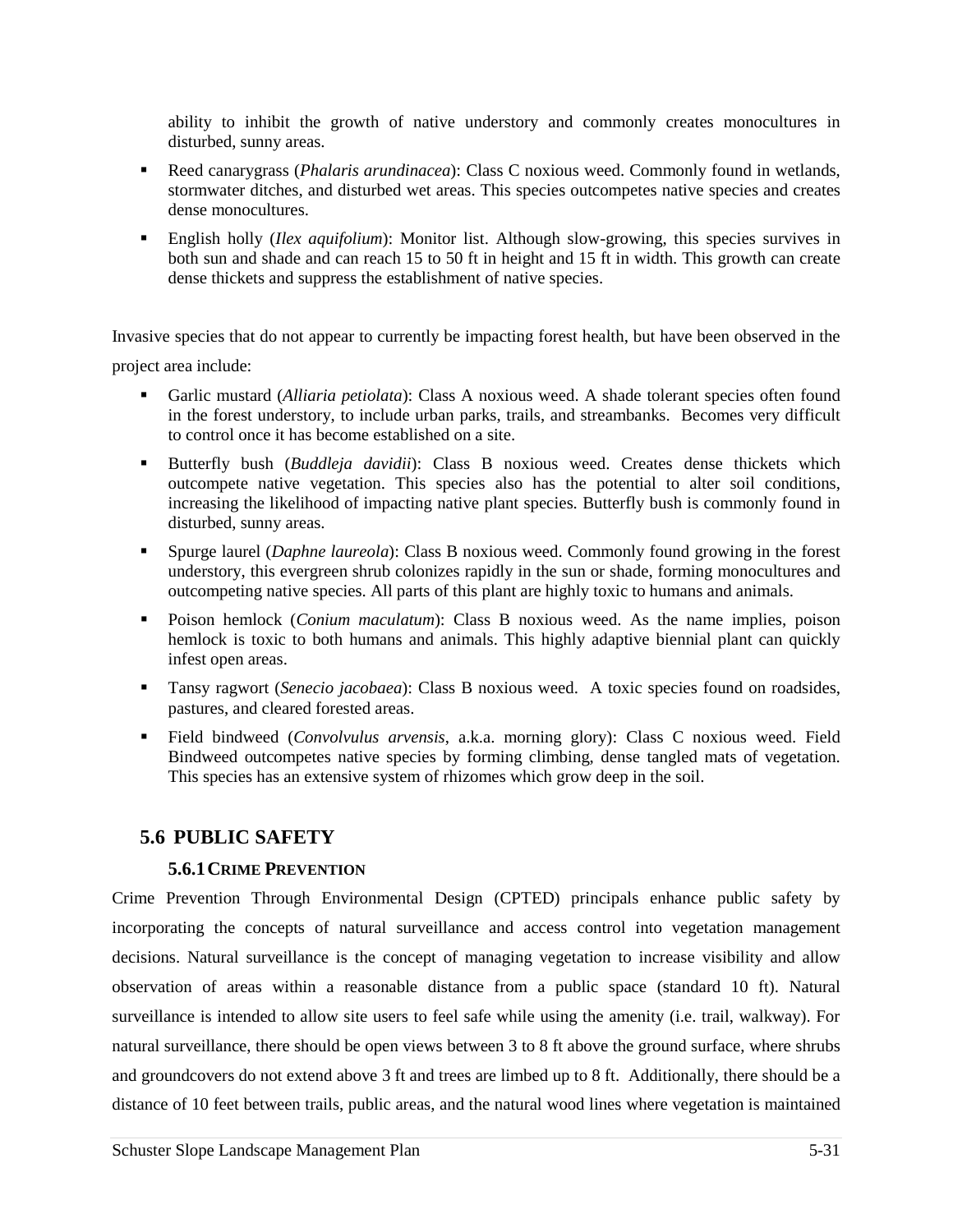ability to inhibit the growth of native understory and commonly creates monocultures in disturbed, sunny areas.

- Reed canarygrass (*Phalaris arundinacea*): Class C noxious weed. Commonly found in wetlands, stormwater ditches, and disturbed wet areas. This species outcompetes native species and creates dense monocultures.
- English holly (*Ilex aquifolium*): Monitor list. Although slow-growing, this species survives in both sun and shade and can reach 15 to 50 ft in height and 15 ft in width. This growth can create dense thickets and suppress the establishment of native species.

Invasive species that do not appear to currently be impacting forest health, but have been observed in the project area include:

- Garlic mustard (*Alliaria petiolata*): Class A noxious weed. A shade tolerant species often found in the forest understory, to include urban parks, trails, and streambanks. Becomes very difficult to control once it has become established on a site.
- Butterfly bush (*Buddleja davidii*): Class B noxious weed. Creates dense thickets which outcompete native vegetation. This species also has the potential to alter soil conditions, increasing the likelihood of impacting native plant species. Butterfly bush is commonly found in disturbed, sunny areas.
- Spurge laurel (*Daphne laureola*): Class B noxious weed. Commonly found growing in the forest understory, this evergreen shrub colonizes rapidly in the sun or shade, forming monocultures and outcompeting native species. All parts of this plant are highly toxic to humans and animals.
- Poison hemlock (*Conium maculatum*): Class B noxious weed. As the name implies, poison hemlock is toxic to both humans and animals. This highly adaptive biennial plant can quickly infest open areas.
- Tansy ragwort (*Senecio jacobaea*): Class B noxious weed. A toxic species found on roadsides, pastures, and cleared forested areas.
- Field bindweed (*Convolvulus arvensis*, a.k.a. morning glory): Class C noxious weed. Field Bindweed outcompetes native species by forming climbing, dense tangled mats of vegetation. This species has an extensive system of rhizomes which grow deep in the soil.

## 5.6 PUBLIC SAFETY

### 5.6.1 CRIME PREVENTION

Crime Prevention Through Environmental Design (CPTED) principals enhance public safety by incorporating the concepts of natural surveillance and access control into vegetation management decisions. Natural surveillance is the concept of managing vegetation to increase visibility and allow observation of areas within a reasonable distance from a public space (standard 10 ft). Natural surveillance is intended to allow site users to feel safe while using the amenity (i.e. trail, walkway). For natural surveillance, there should be open views between 3 to 8 ft above the ground surface, where shrubs and groundcovers do not extend above 3 ft and trees are limbed up to 8 ft. Additionally, there should be a distance of 10 feet between trails, public areas, and the natural wood lines where vegetation is maintained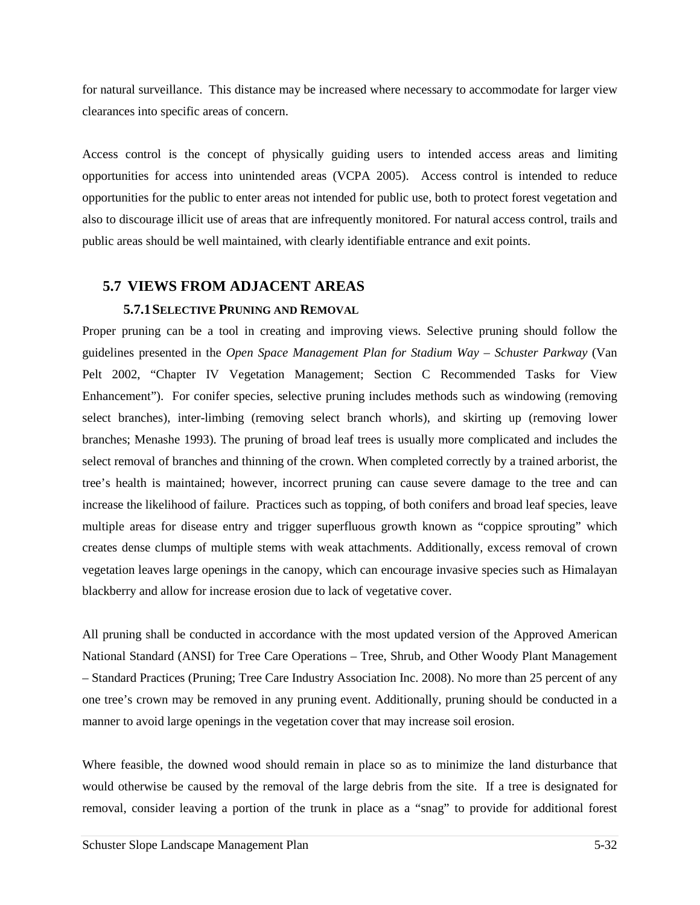for natural surveillance. This distance may be increased where necessary to accommodate for larger view clearances into specific areas of concern.

Access control is the concept of physically guiding users to intended access areas and limiting opportunities for access into unintended areas (VCPA 2005). Access control is intended to reduce opportunities for the public to enter areas not intended for public use, both to protect forest vegetation and also to discourage illicit use of areas that are infrequently monitored. For natural access control, trails and public areas should be well maintained, with clearly identifiable entrance and exit points.

## 5.7 VIEWS FROM ADJACENT AREAS

### 5.7.1 Selective Pruning and Removal

Proper pruning can be a tool in creating and improving views. Selective pruning should follow the guidelines presented in the *Open Space Management Plan for Stadium Way – Schuster Parkway* (Van Pelt 2002, "Chapter IV Vegetation Management; Section C Recommended Tasks for View Enhancement"). For conifer species, selective pruning includes methods such as windowing (removing select branches), inter-limbing (removing select branch whorls), and skirting up (removing lower branches; Menashe 1993). The pruning of broad leaf trees is usually more complicated and includes the select removal of branches and thinning of the crown. When completed correctly by a trained arborist, the tree's health is maintained; however, incorrect pruning can cause severe damage to the tree and can increase the likelihood of failure. Practices such as topping, of both conifers and broad leaf species, leave multiple areas for disease entry and trigger superfluous growth known as "coppice sprouting" which creates dense clumps of multiple stems with weak attachments. Additionally, excess removal of crown vegetation leaves large openings in the canopy, which can encourage invasive species such as Himalayan blackberry and allow for increase erosion due to lack of vegetative cover.

All pruning shall be conducted in accordance with the most updated version of the Approved American National Standard (ANSI) for Tree Care Operations – Tree, Shrub, and Other Woody Plant Management – Standard Practices (Pruning; Tree Care Industry Association Inc. 2008). No more than 25 percent of any one tree's crown may be removed in any pruning event. Additionally, pruning should be conducted in a manner to avoid large openings in the vegetation cover that may increase soil erosion.

Where feasible, the downed wood should remain in place so as to minimize the land disturbance that would otherwise be caused by the removal of the large debris from the site. If a tree is designated for removal, consider leaving a portion of the trunk in place as a "snag" to provide for additional forest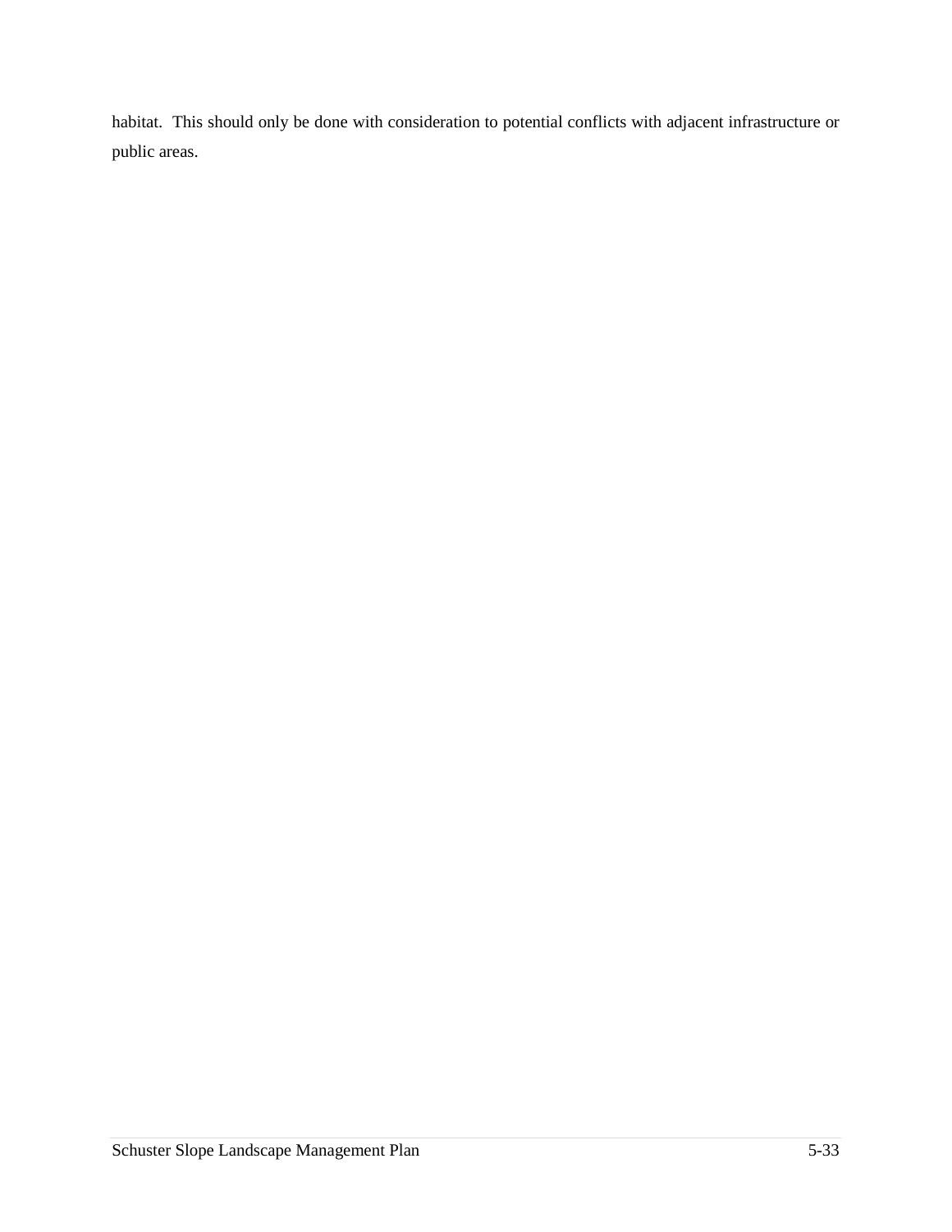habitat. This should only be done with consideration to potential conflicts with adjacent infrastructure or public areas.